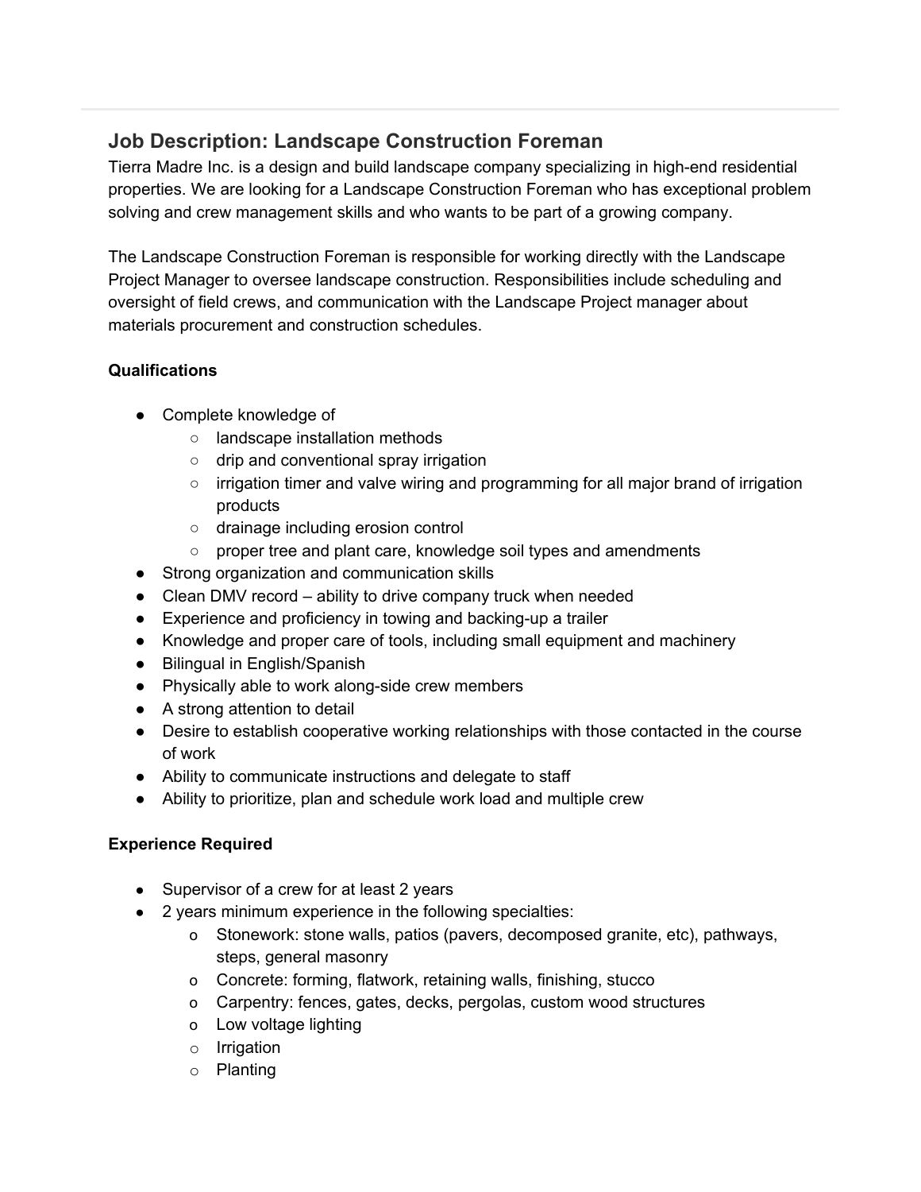## Job Description: Landscape Construction Foreman

Tierra Madre Inc. is a design and build landscape company specializing in high-end residential properties. We are looking for a Landscape Construction Foreman who has exceptional problem solving and crew management skills and who wants to be part of a growing company.

The Landscape Construction Foreman is responsible for working directly with the Landscape Project Manager to oversee landscape construction. Responsibilities include scheduling and oversight of field crews, and communication with the Landscape Project manager about materials procurement and construction schedules.

**Qualifications**

- Complete knowledge of
  - landscape installation methods
  - drip and conventional spray irrigation
  - irrigation timer and valve wiring and programming for all major brand of irrigation products
  - drainage including erosion control
  - proper tree and plant care, knowledge soil types and amendments
- Strong organization and communication skills
- Clean DMV record – ability to drive company truck when needed
- Experience and proficiency in towing and backing-up a trailer
- Knowledge and proper care of tools, including small equipment and machinery
- Bilingual in English/Spanish
- Physically able to work along-side crew members
- A strong attention to detail
- Desire to establish cooperative working relationships with those contacted in the course of work
- Ability to communicate instructions and delegate to staff
- Ability to prioritize, plan and schedule work load and multiple crew

**Experience Required**

- Supervisor of a crew for at least 2 years
- 2 years minimum experience in the following specialties:
  - Stonework: stone walls, patios (pavers, decomposed granite, etc), pathways, steps, general masonry
  - Concrete: forming, flatwork, retaining walls, finishing, stucco
  - Carpentry: fences, gates, decks, pergolas, custom wood structures
  - Low voltage lighting
  - Irrigation
  - Planting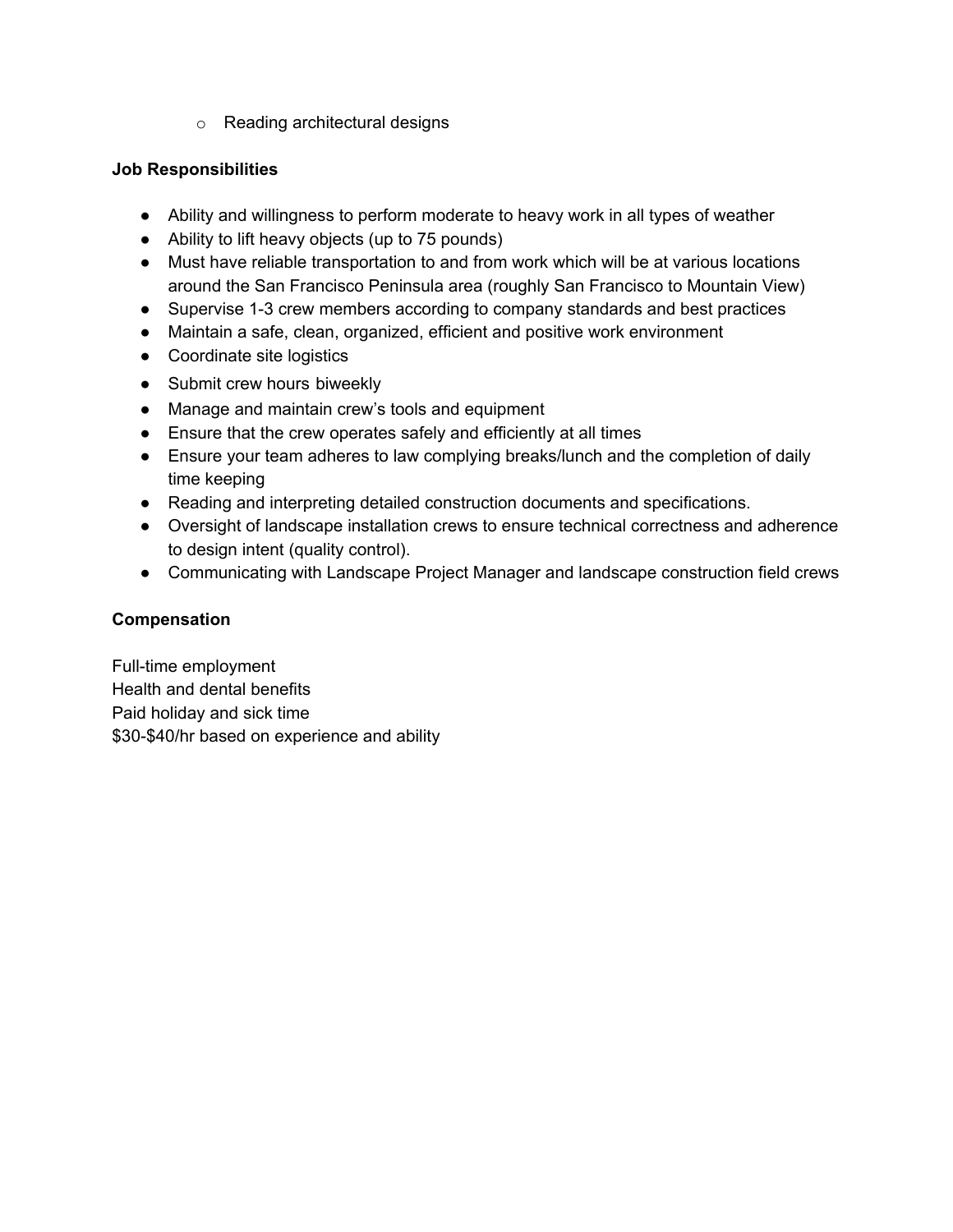- Reading architectural designs

**Job Responsibilities**

- Ability and willingness to perform moderate to heavy work in all types of weather
- Ability to lift heavy objects (up to 75 pounds)
- Must have reliable transportation to and from work which will be at various locations around the San Francisco Peninsula area (roughly San Francisco to Mountain View)
- Supervise 1-3 crew members according to company standards and best practices
- Maintain a safe, clean, organized, efficient and positive work environment
- Coordinate site logistics
- Submit crew hours biweekly
- Manage and maintain crew's tools and equipment
- Ensure that the crew operates safely and efficiently at all times
- Ensure your team adheres to law complying breaks/lunch and the completion of daily time keeping
- Reading and interpreting detailed construction documents and specifications.
- Oversight of landscape installation crews to ensure technical correctness and adherence to design intent (quality control).
- Communicating with Landscape Project Manager and landscape construction field crews

**Compensation**

Full-time employment
Health and dental benefits
Paid holiday and sick time
$30-$40/hr based on experience and ability